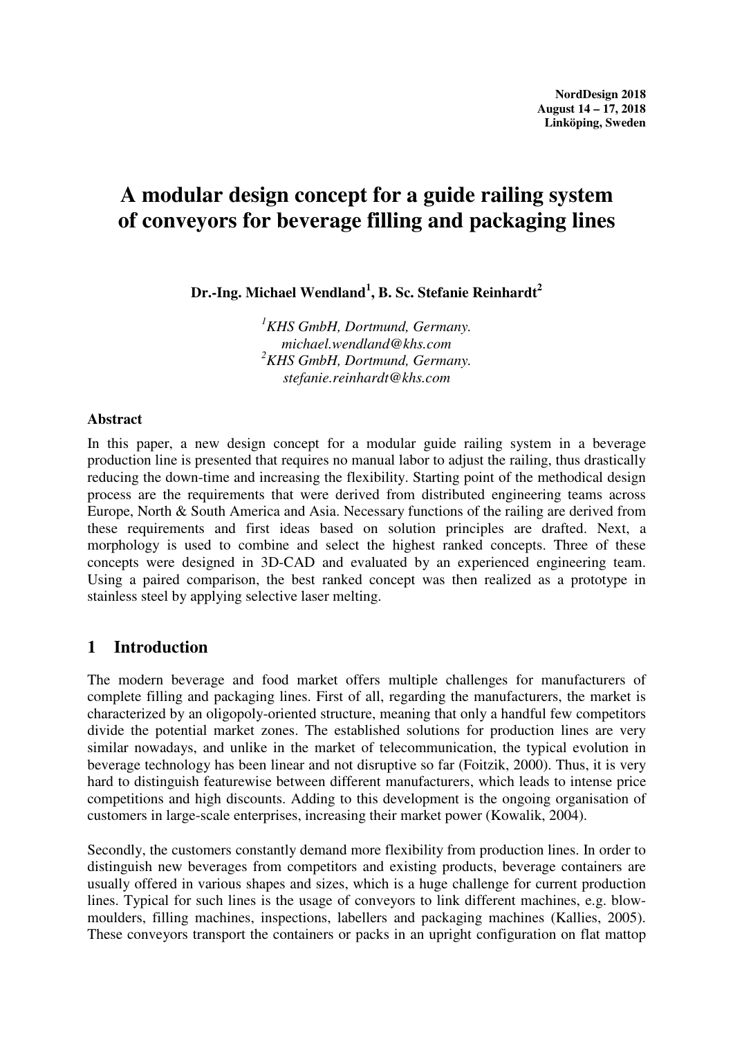NordDesign 2018
August 14 – 17, 2018
Linköping, Sweden

# A modular design concept for a guide railing system of conveyors for beverage filling and packaging lines

**Dr.-Ing. Michael Wendland[1], B. Sc. Stefanie Reinhardt[2]**

[1]*KHS GmbH, Dortmund, Germany.*
*michael.wendland@khs.com*
[2]*KHS GmbH, Dortmund, Germany.*
*stefanie.reinhardt@khs.com*

**Abstract**

In this paper, a new design concept for a modular guide railing system in a beverage production line is presented that requires no manual labor to adjust the railing, thus drastically reducing the down-time and increasing the flexibility. Starting point of the methodical design process are the requirements that were derived from distributed engineering teams across Europe, North & South America and Asia. Necessary functions of the railing are derived from these requirements and first ideas based on solution principles are drafted. Next, a morphology is used to combine and select the highest ranked concepts. Three of these concepts were designed in 3D-CAD and evaluated by an experienced engineering team. Using a paired comparison, the best ranked concept was then realized as a prototype in stainless steel by applying selective laser melting.

## 1 Introduction

The modern beverage and food market offers multiple challenges for manufacturers of complete filling and packaging lines. First of all, regarding the manufacturers, the market is characterized by an oligopoly-oriented structure, meaning that only a handful few competitors divide the potential market zones. The established solutions for production lines are very similar nowadays, and unlike in the market of telecommunication, the typical evolution in beverage technology has been linear and not disruptive so far (Foitzik, 2000). Thus, it is very hard to distinguish featurewise between different manufacturers, which leads to intense price competitions and high discounts. Adding to this development is the ongoing organisation of customers in large-scale enterprises, increasing their market power (Kowalik, 2004).

Secondly, the customers constantly demand more flexibility from production lines. In order to distinguish new beverages from competitors and existing products, beverage containers are usually offered in various shapes and sizes, which is a huge challenge for current production lines. Typical for such lines is the usage of conveyors to link different machines, e.g. blow-moulders, filling machines, inspections, labellers and packaging machines (Kallies, 2005). These conveyors transport the containers or packs in an upright configuration on flat mattop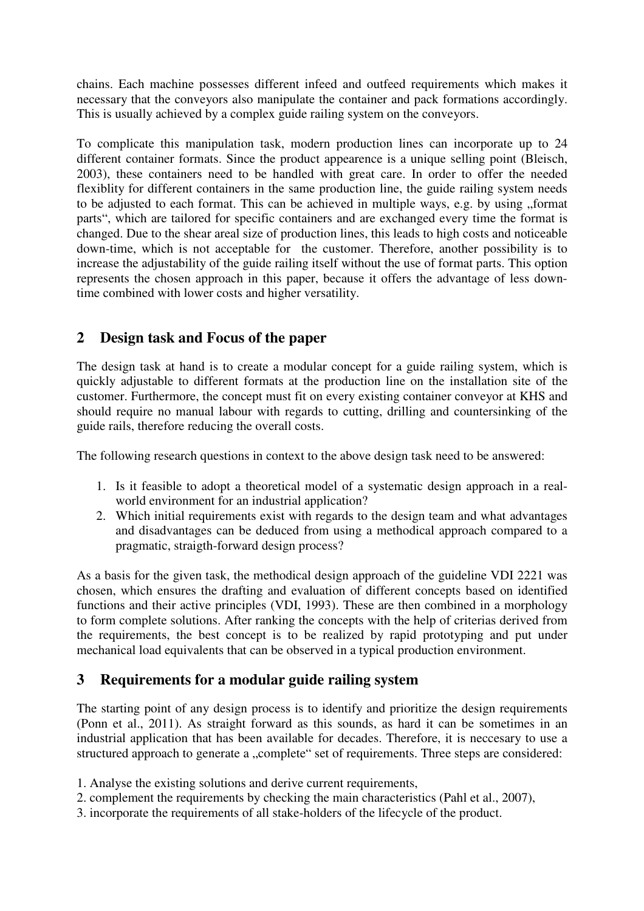chains. Each machine possesses different infeed and outfeed requirements which makes it necessary that the conveyors also manipulate the container and pack formations accordingly. This is usually achieved by a complex guide railing system on the conveyors.

To complicate this manipulation task, modern production lines can incorporate up to 24 different container formats. Since the product appearence is a unique selling point (Bleisch, 2003), these containers need to be handled with great care. In order to offer the needed flexiblity for different containers in the same production line, the guide railing system needs to be adjusted to each format. This can be achieved in multiple ways, e.g. by using „format parts", which are tailored for specific containers and are exchanged every time the format is changed. Due to the shear areal size of production lines, this leads to high costs and noticeable down-time, which is not acceptable for the customer. Therefore, another possibility is to increase the adjustability of the guide railing itself without the use of format parts. This option represents the chosen approach in this paper, because it offers the advantage of less down-time combined with lower costs and higher versatility.

## 2 Design task and Focus of the paper

The design task at hand is to create a modular concept for a guide railing system, which is quickly adjustable to different formats at the production line on the installation site of the customer. Furthermore, the concept must fit on every existing container conveyor at KHS and should require no manual labour with regards to cutting, drilling and countersinking of the guide rails, therefore reducing the overall costs.

The following research questions in context to the above design task need to be answered:

1. Is it feasible to adopt a theoretical model of a systematic design approach in a real-world environment for an industrial application?
2. Which initial requirements exist with regards to the design team and what advantages and disadvantages can be deduced from using a methodical approach compared to a pragmatic, straigth-forward design process?

As a basis for the given task, the methodical design approach of the guideline VDI 2221 was chosen, which ensures the drafting and evaluation of different concepts based on identified functions and their active principles (VDI, 1993). These are then combined in a morphology to form complete solutions. After ranking the concepts with the help of criterias derived from the requirements, the best concept is to be realized by rapid prototyping and put under mechanical load equivalents that can be observed in a typical production environment.

## 3 Requirements for a modular guide railing system

The starting point of any design process is to identify and prioritize the design requirements (Ponn et al., 2011). As straight forward as this sounds, as hard it can be sometimes in an industrial application that has been available for decades. Therefore, it is neccesary to use a structured approach to generate a „complete" set of requirements. Three steps are considered:

1. Analyse the existing solutions and derive current requirements,
2. complement the requirements by checking the main characteristics (Pahl et al., 2007),
3. incorporate the requirements of all stake-holders of the lifecycle of the product.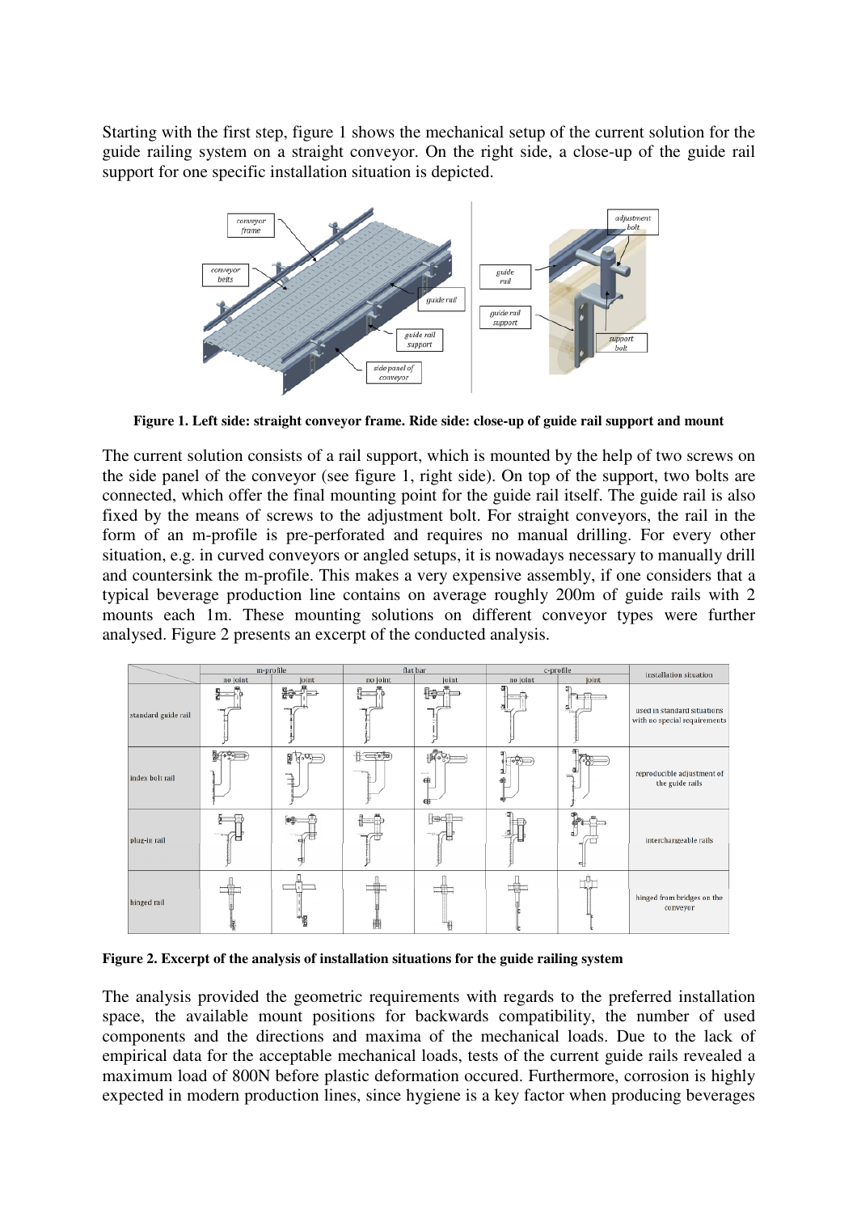Starting with the first step, figure 1 shows the mechanical setup of the current solution for the guide railing system on a straight conveyor. On the right side, a close-up of the guide rail support for one specific installation situation is depicted.

**Figure 1. Left side: straight conveyor frame. Ride side: close-up of guide rail support and mount**

The current solution consists of a rail support, which is mounted by the help of two screws on the side panel of the conveyor (see figure 1, right side). On top of the support, two bolts are connected, which offer the final mounting point for the guide rail itself. The guide rail is also fixed by the means of screws to the adjustment bolt. For straight conveyors, the rail in the form of an m-profile is pre-perforated and requires no manual drilling. For every other situation, e.g. in curved conveyors or angled setups, it is nowadays necessary to manually drill and countersink the m-profile. This makes a very expensive assembly, if one considers that a typical beverage production line contains on average roughly 200m of guide rails with 2 mounts each 1m. These mounting solutions on different conveyor types were further analysed. Figure 2 presents an excerpt of the conducted analysis.

**Figure 2. Excerpt of the analysis of installation situations for the guide railing system**

The analysis provided the geometric requirements with regards to the preferred installation space, the available mount positions for backwards compatibility, the number of used components and the directions and maxima of the mechanical loads. Due to the lack of empirical data for the acceptable mechanical loads, tests of the current guide rails revealed a maximum load of 800N before plastic deformation occured. Furthermore, corrosion is highly expected in modern production lines, since hygiene is a key factor when producing beverages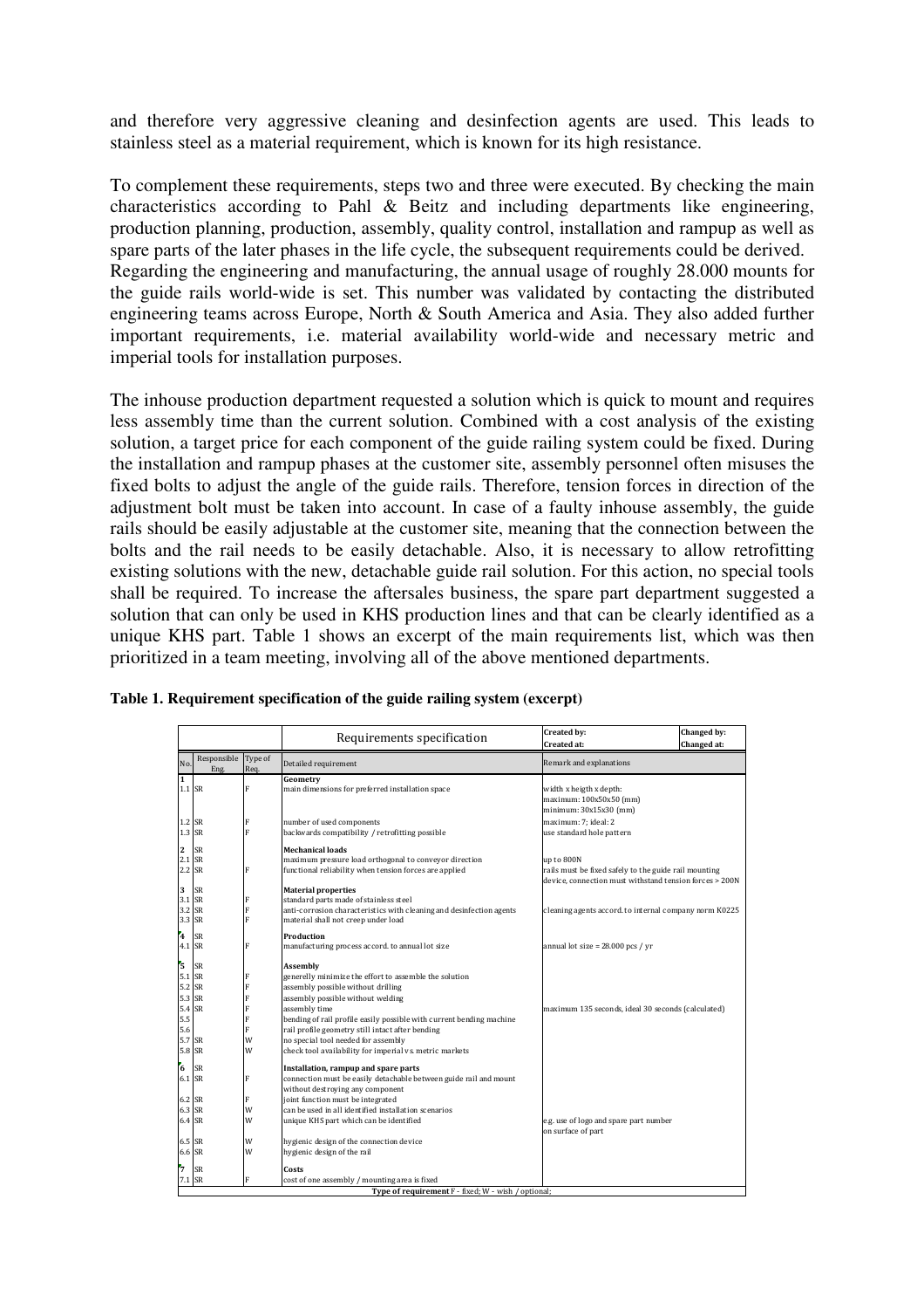and therefore very aggressive cleaning and desinfection agents are used. This leads to stainless steel as a material requirement, which is known for its high resistance.

To complement these requirements, steps two and three were executed. By checking the main characteristics according to Pahl & Beitz and including departments like engineering, production planning, production, assembly, quality control, installation and rampup as well as spare parts of the later phases in the life cycle, the subsequent requirements could be derived. Regarding the engineering and manufacturing, the annual usage of roughly 28.000 mounts for the guide rails world-wide is set. This number was validated by contacting the distributed engineering teams across Europe, North & South America and Asia. They also added further important requirements, i.e. material availability world-wide and necessary metric and imperial tools for installation purposes.

The inhouse production department requested a solution which is quick to mount and requires less assembly time than the current solution. Combined with a cost analysis of the existing solution, a target price for each component of the guide railing system could be fixed. During the installation and rampup phases at the customer site, assembly personnel often misuses the fixed bolts to adjust the angle of the guide rails. Therefore, tension forces in direction of the adjustment bolt must be taken into account. In case of a faulty inhouse assembly, the guide rails should be easily adjustable at the customer site, meaning that the connection between the bolts and the rail needs to be easily detachable. Also, it is necessary to allow retrofitting existing solutions with the new, detachable guide rail solution. For this action, no special tools shall be required. To increase the aftersales business, the spare part department suggested a solution that can only be used in KHS production lines and that can be clearly identified as a unique KHS part. Table 1 shows an excerpt of the main requirements list, which was then prioritized in a team meeting, involving all of the above mentioned departments.

**Table 1. Requirement specification of the guide railing system (excerpt)**

| | | | Requirements specification | Created by: Created at: | Changed by: Changed at: |
|---|---|---|---|---|---|
| No. | Responsible Eng. | Type of Req. | Detailed requirement | Remark and explanations | |
| 1 | | | **Geometry** | | |
| 1.1 | SR | F | main dimensions for preferred installation space | width x heigth x depth: maximum: 100x50x50 (mm) minimum: 30x15x30 (mm) | |
| 1.2 | SR | F | number of used components | maximum: 7; ideal: 2 | |
| 1.3 | SR | F | backwards compatibility / retrofitting possible | use standard hole pattern | |
| 2 | SR | | **Mechanical loads** | | |
| 2.1 | SR | | maximum pressure load orthogonal to conveyor direction | up to 800N | |
| 2.2 | SR | F | functional reliability when tension forces are applied | rails must be fixed safely to the guide rail mounting device, connection must withstand tension forces > 200N | |
| 3 | SR | | **Material properties** | | |
| 3.1 | SR | F | standard parts made of stainless steel | | |
| 3.2 | SR | F | anti-corrosion characteristics with cleaning and desinfection agents | cleaning agents accord. to internal company norm K0225 | |
| 3.3 | SR | F | material shall not creep under load | | |
| 4 | SR | | **Production** | | |
| 4.1 | SR | F | manufacturing process accord. to annual lot size | annual lot size = 28.000 pcs / yr | |
| 5 | SR | | **Assembly** | | |
| 5.1 | SR | F | generelly minimize the effort to assemble the solution | | |
| 5.2 | SR | F | assembly possible without drilling | | |
| 5.3 | SR | F | assembly possible without welding | | |
| 5.4 | SR | F | assembly time | maximum 135 seconds, ideal 30 seconds (calculated) | |
| 5.5 | | F | bending of rail profile easily possible with current bending machine | | |
| 5.6 | | F | rail profile geometry still intact after bending | | |
| 5.7 | SR | W | no special tool needed for assembly | | |
| 5.8 | SR | W | check tool availability for imperial vs. metric markets | | |
| 6 | SR | | **Installation, rampup and spare parts** | | |
| 6.1 | SR | F | connection must be easily detachable between guide rail and mount without destroying any component | | |
| 6.2 | SR | F | joint function must be integrated | | |
| 6.3 | SR | W | can be used in all identified installation scenarios | | |
| 6.4 | SR | W | unique KHS part which can be identified | e.g. use of logo and spare part number on surface of part | |
| 6.5 | SR | W | hygienic design of the connection device | | |
| 6.6 | SR | W | hygienic design of the rail | | |
| 7 | SR | | **Costs** | | |
| 7.1 | SR | F | cost of one assembly / mounting area is fixed | | |
| | | | **Type of requirement** F - fixed; W - wish / optional; | | |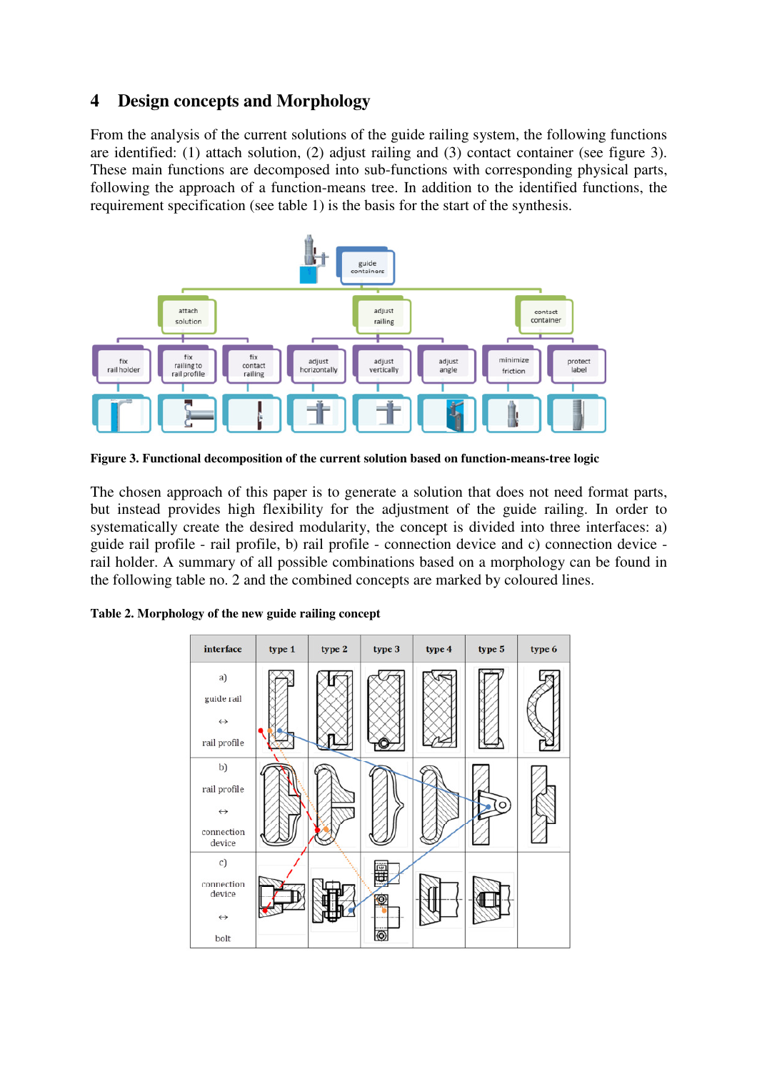## 4 Design concepts and Morphology

From the analysis of the current solutions of the guide railing system, the following functions are identified: (1) attach solution, (2) adjust railing and (3) contact container (see figure 3). These main functions are decomposed into sub-functions with corresponding physical parts, following the approach of a function-means tree. In addition to the identified functions, the requirement specification (see table 1) is the basis for the start of the synthesis.

**Figure 3. Functional decomposition of the current solution based on function-means-tree logic**

The chosen approach of this paper is to generate a solution that does not need format parts, but instead provides high flexibility for the adjustment of the guide railing. In order to systematically create the desired modularity, the concept is divided into three interfaces: a) guide rail profile - rail profile, b) rail profile - connection device and c) connection device - rail holder. A summary of all possible combinations based on a morphology can be found in the following table no. 2 and the combined concepts are marked by coloured lines.

**Table 2. Morphology of the new guide railing concept**

| interface | type 1 | type 2 | type 3 | type 4 | type 5 | type 6 |
|---|---|---|---|---|---|---|
| a) guide rail ↔ rail profile | | | | | | |
| b) rail profile ↔ connection device | | | | | | |
| c) connection device ↔ bolt | | | | | | |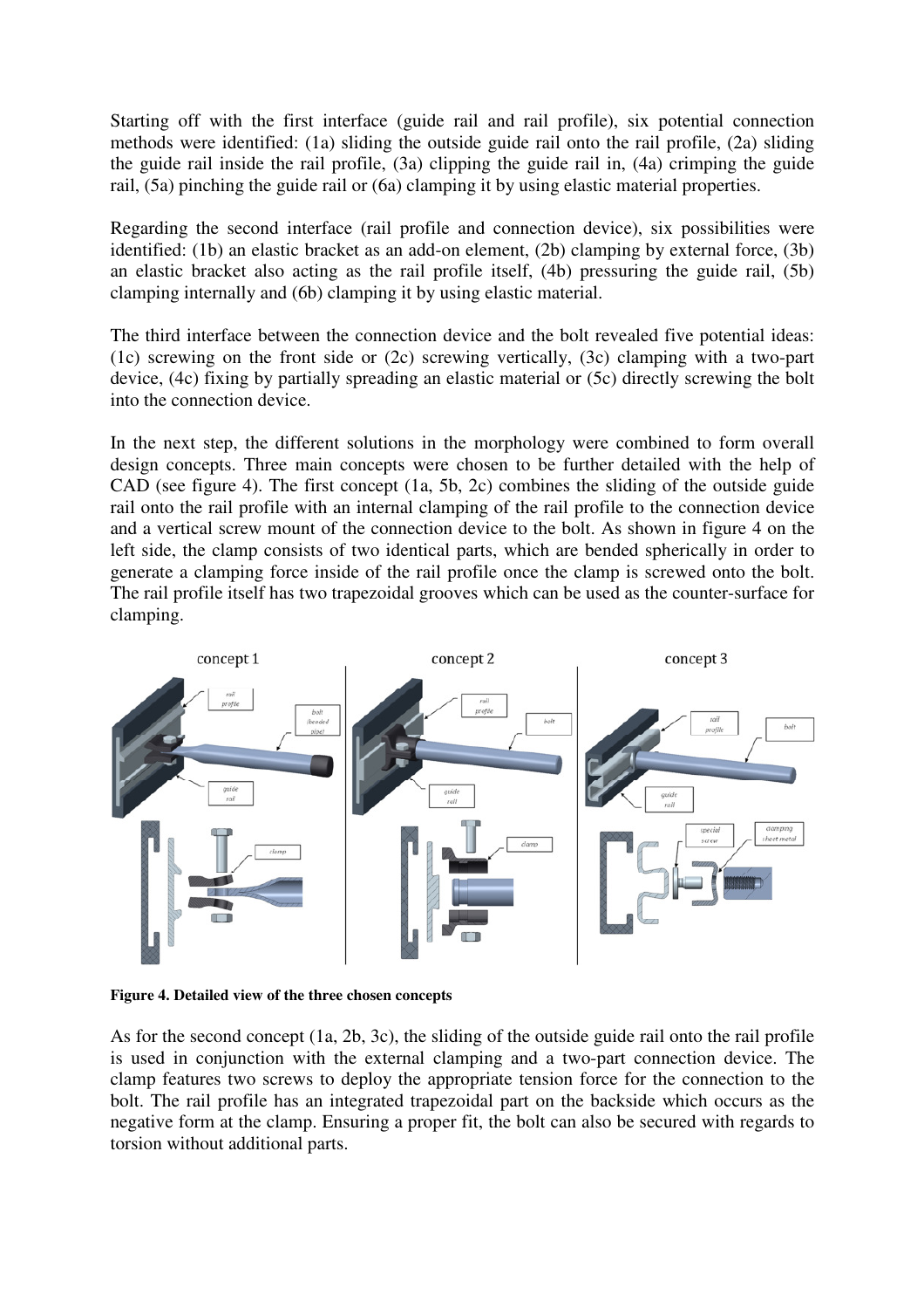Starting off with the first interface (guide rail and rail profile), six potential connection methods were identified: (1a) sliding the outside guide rail onto the rail profile, (2a) sliding the guide rail inside the rail profile, (3a) clipping the guide rail in, (4a) crimping the guide rail, (5a) pinching the guide rail or (6a) clamping it by using elastic material properties.

Regarding the second interface (rail profile and connection device), six possibilities were identified: (1b) an elastic bracket as an add-on element, (2b) clamping by external force, (3b) an elastic bracket also acting as the rail profile itself, (4b) pressuring the guide rail, (5b) clamping internally and (6b) clamping it by using elastic material.

The third interface between the connection device and the bolt revealed five potential ideas: (1c) screwing on the front side or (2c) screwing vertically, (3c) clamping with a two-part device, (4c) fixing by partially spreading an elastic material or (5c) directly screwing the bolt into the connection device.

In the next step, the different solutions in the morphology were combined to form overall design concepts. Three main concepts were chosen to be further detailed with the help of CAD (see figure 4). The first concept (1a, 5b, 2c) combines the sliding of the outside guide rail onto the rail profile with an internal clamping of the rail profile to the connection device and a vertical screw mount of the connection device to the bolt. As shown in figure 4 on the left side, the clamp consists of two identical parts, which are bended spherically in order to generate a clamping force inside of the rail profile once the clamp is screwed onto the bolt. The rail profile itself has two trapezoidal grooves which can be used as the counter-surface for clamping.

**Figure 4. Detailed view of the three chosen concepts**

As for the second concept (1a, 2b, 3c), the sliding of the outside guide rail onto the rail profile is used in conjunction with the external clamping and a two-part connection device. The clamp features two screws to deploy the appropriate tension force for the connection to the bolt. The rail profile has an integrated trapezoidal part on the backside which occurs as the negative form at the clamp. Ensuring a proper fit, the bolt can also be secured with regards to torsion without additional parts.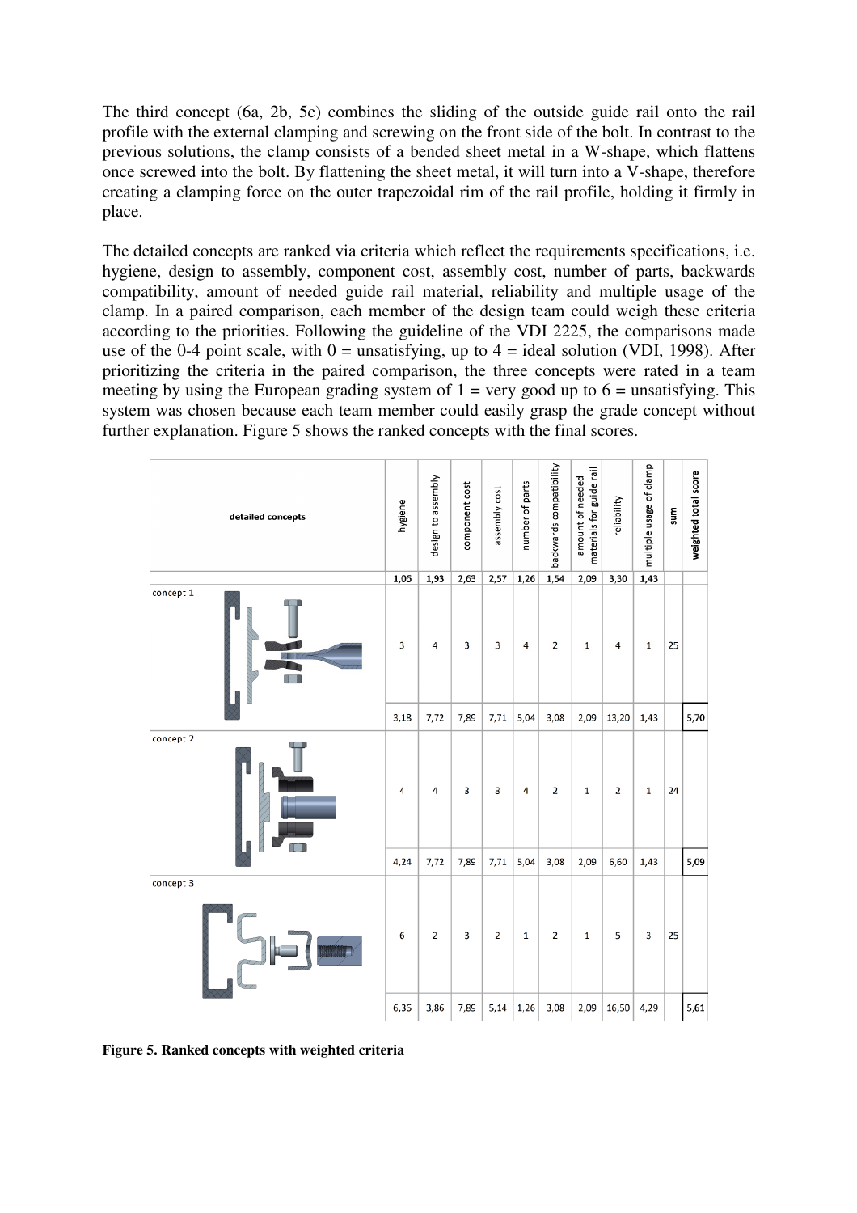The third concept (6a, 2b, 5c) combines the sliding of the outside guide rail onto the rail profile with the external clamping and screwing on the front side of the bolt. In contrast to the previous solutions, the clamp consists of a bended sheet metal in a W-shape, which flattens once screwed into the bolt. By flattening the sheet metal, it will turn into a V-shape, therefore creating a clamping force on the outer trapezoidal rim of the rail profile, holding it firmly in place.

The detailed concepts are ranked via criteria which reflect the requirements specifications, i.e. hygiene, design to assembly, component cost, assembly cost, number of parts, backwards compatibility, amount of needed guide rail material, reliability and multiple usage of the clamp. In a paired comparison, each member of the design team could weigh these criteria according to the priorities. Following the guideline of the VDI 2225, the comparisons made use of the 0-4 point scale, with 0 = unsatisfying, up to 4 = ideal solution (VDI, 1998). After prioritizing the criteria in the paired comparison, the three concepts were rated in a team meeting by using the European grading system of 1 = very good up to 6 = unsatisfying. This system was chosen because each team member could easily grasp the grade concept without further explanation. Figure 5 shows the ranked concepts with the final scores.

| detailed concepts | hygiene | design to assembly | component cost | assembly cost | number of parts | backwards compatibility | amount of needed materials for guide rail | reliability | multiple usage of clamp | sum | weighted total score |
|---|---|---|---|---|---|---|---|---|---|---|---|
| | 1,06 | 1,93 | 2,63 | 2,57 | 1,26 | 1,54 | 2,09 | 3,30 | 1,43 | | |
| concept 1 | 3 | 4 | 3 | 3 | 4 | 2 | 1 | 4 | 1 | 25 | |
| | 3,18 | 7,72 | 7,89 | 7,71 | 5,04 | 3,08 | 2,09 | 13,20 | 1,43 | | 5,70 |
| concept 2 | 4 | 4 | 3 | 3 | 4 | 2 | 1 | 2 | 1 | 24 | |
| | 4,24 | 7,72 | 7,89 | 7,71 | 5,04 | 3,08 | 2,09 | 6,60 | 1,43 | | 5,09 |
| concept 3 | 6 | 2 | 3 | 2 | 1 | 2 | 1 | 5 | 3 | 25 | |
| | 6,36 | 3,86 | 7,89 | 5,14 | 1,26 | 3,08 | 2,09 | 16,50 | 4,29 | | 5,61 |

**Figure 5. Ranked concepts with weighted criteria**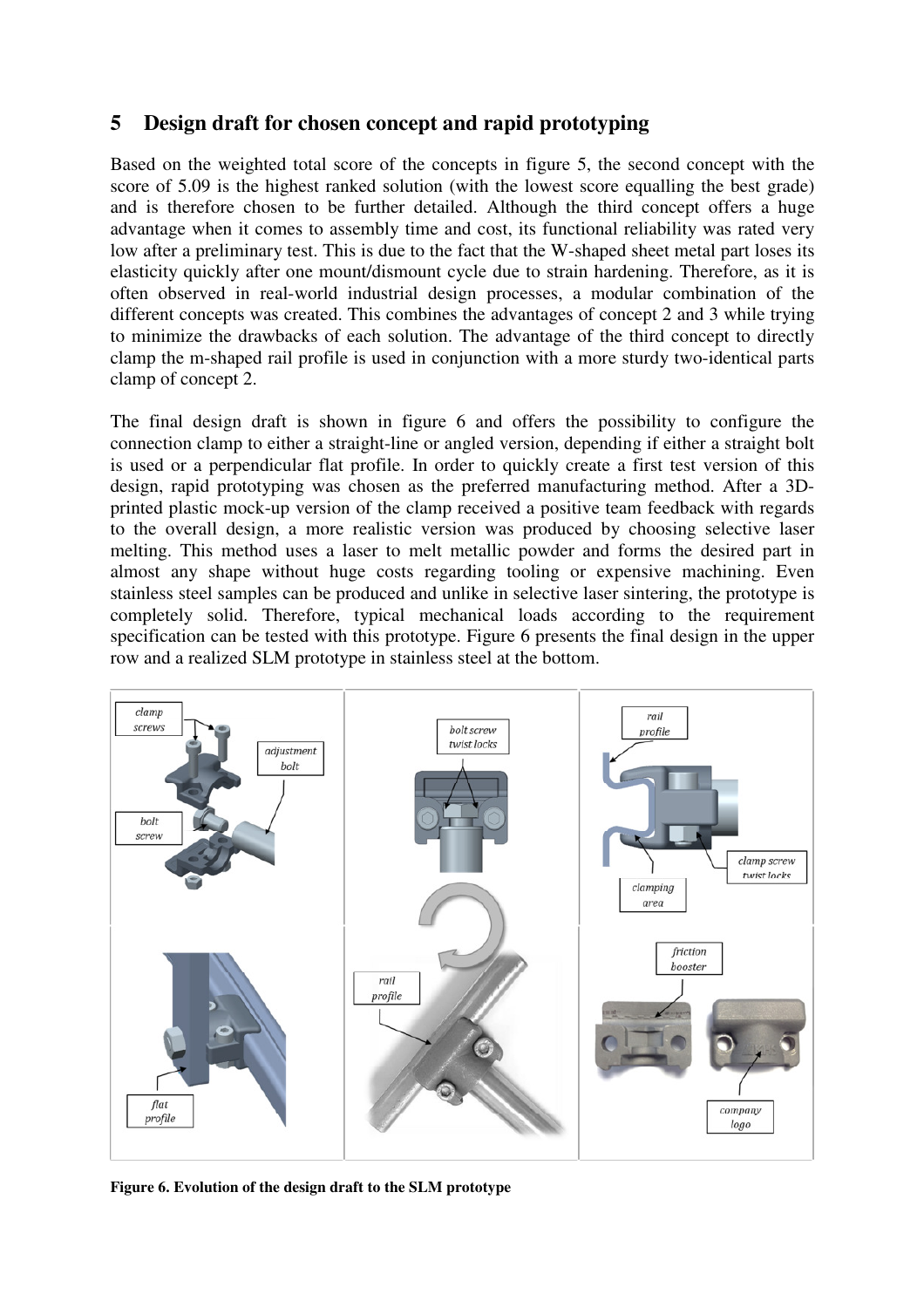## 5 Design draft for chosen concept and rapid prototyping

Based on the weighted total score of the concepts in figure 5, the second concept with the score of 5.09 is the highest ranked solution (with the lowest score equalling the best grade) and is therefore chosen to be further detailed. Although the third concept offers a huge advantage when it comes to assembly time and cost, its functional reliability was rated very low after a preliminary test. This is due to the fact that the W-shaped sheet metal part loses its elasticity quickly after one mount/dismount cycle due to strain hardening. Therefore, as it is often observed in real-world industrial design processes, a modular combination of the different concepts was created. This combines the advantages of concept 2 and 3 while trying to minimize the drawbacks of each solution. The advantage of the third concept to directly clamp the m-shaped rail profile is used in conjunction with a more sturdy two-identical parts clamp of concept 2.

The final design draft is shown in figure 6 and offers the possibility to configure the connection clamp to either a straight-line or angled version, depending if either a straight bolt is used or a perpendicular flat profile. In order to quickly create a first test version of this design, rapid prototyping was chosen as the preferred manufacturing method. After a 3D-printed plastic mock-up version of the clamp received a positive team feedback with regards to the overall design, a more realistic version was produced by choosing selective laser melting. This method uses a laser to melt metallic powder and forms the desired part in almost any shape without huge costs regarding tooling or expensive machining. Even stainless steel samples can be produced and unlike in selective laser sintering, the prototype is completely solid. Therefore, typical mechanical loads according to the requirement specification can be tested with this prototype. Figure 6 presents the final design in the upper row and a realized SLM prototype in stainless steel at the bottom.

**Figure 6. Evolution of the design draft to the SLM prototype**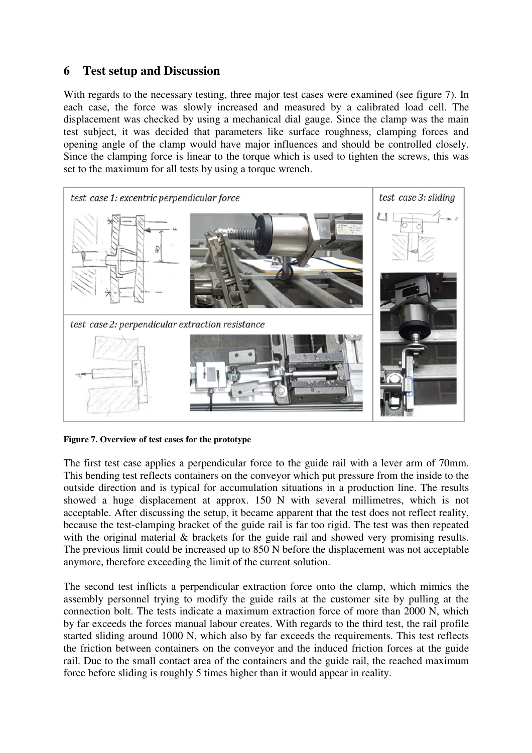## 6 Test setup and Discussion

With regards to the necessary testing, three major test cases were examined (see figure 7). In each case, the force was slowly increased and measured by a calibrated load cell. The displacement was checked by using a mechanical dial gauge. Since the clamp was the main test subject, it was decided that parameters like surface roughness, clamping forces and opening angle of the clamp would have major influences and should be controlled closely. Since the clamping force is linear to the torque which is used to tighten the screws, this was set to the maximum for all tests by using a torque wrench.

**Figure 7. Overview of test cases for the prototype**

The first test case applies a perpendicular force to the guide rail with a lever arm of 70mm. This bending test reflects containers on the conveyor which put pressure from the inside to the outside direction and is typical for accumulation situations in a production line. The results showed a huge displacement at approx. 150 N with several millimetres, which is not acceptable. After discussing the setup, it became apparent that the test does not reflect reality, because the test-clamping bracket of the guide rail is far too rigid. The test was then repeated with the original material & brackets for the guide rail and showed very promising results. The previous limit could be increased up to 850 N before the displacement was not acceptable anymore, therefore exceeding the limit of the current solution.

The second test inflicts a perpendicular extraction force onto the clamp, which mimics the assembly personnel trying to modify the guide rails at the customer site by pulling at the connection bolt. The tests indicate a maximum extraction force of more than 2000 N, which by far exceeds the forces manual labour creates. With regards to the third test, the rail profile started sliding around 1000 N, which also by far exceeds the requirements. This test reflects the friction between containers on the conveyor and the induced friction forces at the guide rail. Due to the small contact area of the containers and the guide rail, the reached maximum force before sliding is roughly 5 times higher than it would appear in reality.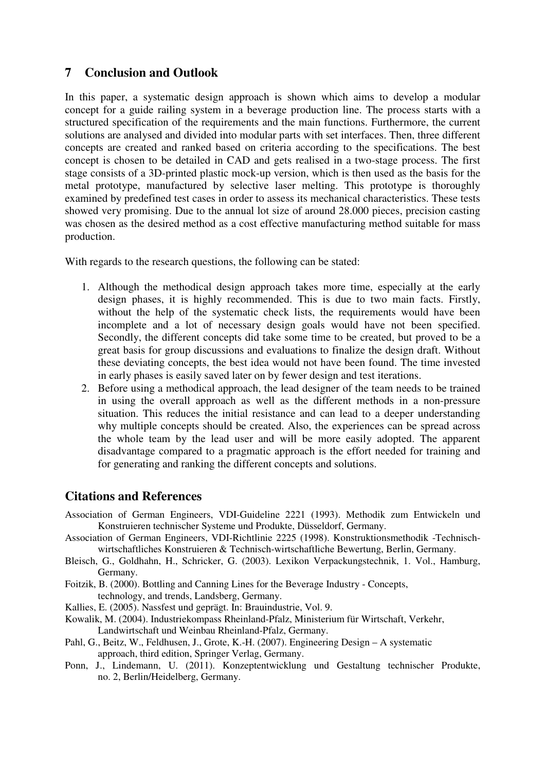## 7 Conclusion and Outlook

In this paper, a systematic design approach is shown which aims to develop a modular concept for a guide railing system in a beverage production line. The process starts with a structured specification of the requirements and the main functions. Furthermore, the current solutions are analysed and divided into modular parts with set interfaces. Then, three different concepts are created and ranked based on criteria according to the specifications. The best concept is chosen to be detailed in CAD and gets realised in a two-stage process. The first stage consists of a 3D-printed plastic mock-up version, which is then used as the basis for the metal prototype, manufactured by selective laser melting. This prototype is thoroughly examined by predefined test cases in order to assess its mechanical characteristics. These tests showed very promising. Due to the annual lot size of around 28.000 pieces, precision casting was chosen as the desired method as a cost effective manufacturing method suitable for mass production.

With regards to the research questions, the following can be stated:

1. Although the methodical design approach takes more time, especially at the early design phases, it is highly recommended. This is due to two main facts. Firstly, without the help of the systematic check lists, the requirements would have been incomplete and a lot of necessary design goals would have not been specified. Secondly, the different concepts did take some time to be created, but proved to be a great basis for group discussions and evaluations to finalize the design draft. Without these deviating concepts, the best idea would not have been found. The time invested in early phases is easily saved later on by fewer design and test iterations.
2. Before using a methodical approach, the lead designer of the team needs to be trained in using the overall approach as well as the different methods in a non-pressure situation. This reduces the initial resistance and can lead to a deeper understanding why multiple concepts should be created. Also, the experiences can be spread across the whole team by the lead user and will be more easily adopted. The apparent disadvantage compared to a pragmatic approach is the effort needed for training and for generating and ranking the different concepts and solutions.

## Citations and References

Association of German Engineers, VDI-Guideline 2221 (1993). Methodik zum Entwickeln und Konstruieren technischer Systeme und Produkte, Düsseldorf, Germany.

Association of German Engineers, VDI-Richtlinie 2225 (1998). Konstruktionsmethodik -Technisch-wirtschaftliches Konstruieren & Technisch-wirtschaftliche Bewertung, Berlin, Germany.

Bleisch, G., Goldhahn, H., Schricker, G. (2003). Lexikon Verpackungstechnik, 1. Vol., Hamburg, Germany.

Foitzik, B. (2000). Bottling and Canning Lines for the Beverage Industry - Concepts, technology, and trends, Landsberg, Germany.

Kallies, E. (2005). Nassfest und geprägt. In: Brauindustrie, Vol. 9.

Kowalik, M. (2004). Industriekompass Rheinland-Pfalz, Ministerium für Wirtschaft, Verkehr, Landwirtschaft und Weinbau Rheinland-Pfalz, Germany.

Pahl, G., Beitz, W., Feldhusen, J., Grote, K.-H. (2007). Engineering Design – A systematic approach, third edition, Springer Verlag, Germany.

Ponn, J., Lindemann, U. (2011). Konzeptentwicklung und Gestaltung technischer Produkte, no. 2, Berlin/Heidelberg, Germany.